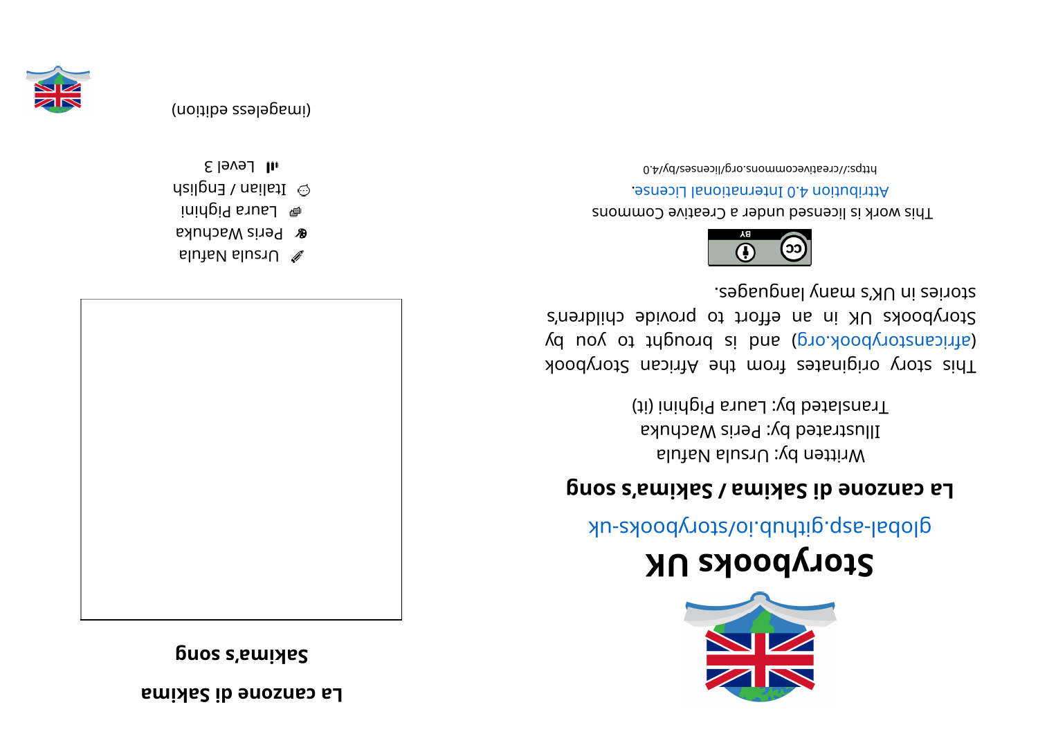# Storybooks UK

global-asp.github.io/storybooks-uk

## La canzone di Sakima / Sakima's song

Written by: Ursula Nafula

Illustrated by: Peris Wachuka

Translated by: Laura Pighini (it)

This story originates from the African Storybook (africanstorybook.org) and is brought to you by Storybooks UK in an effort to provide children's stories in UK's many languages.

This work is licensed under a Creative Commons Attribution 4.0 International License.

https://creativecommons.org/licenses/by/4.0

# La canzone di Sakima

## Sakima's song

Ursula Nafula

Peris Wachuka

Laura Pighini

Italian / English

Level 3

(imageless edition)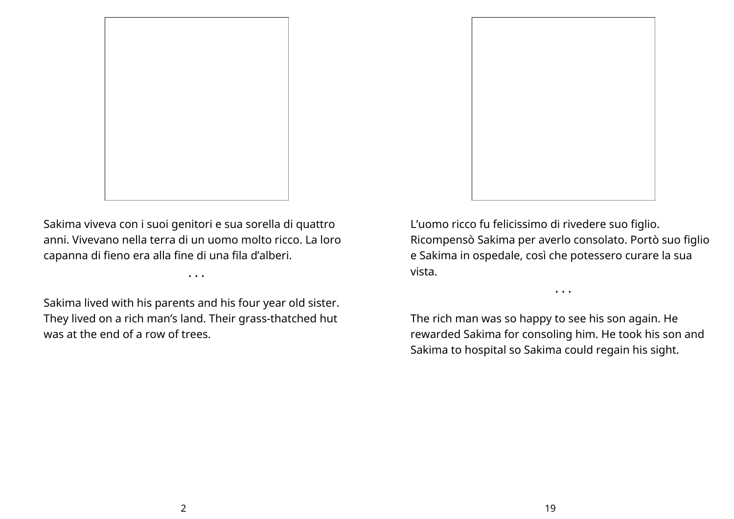Sakima viveva con i suoi genitori e sua sorella di quattro anni. Vivevano nella terra di un uomo molto ricco. La loro capanna di fieno era alla fine di una fila d'alberi.

. . .

Sakima lived with his parents and his four year old sister. They lived on a rich man's land. Their grass-thatched hut was at the end of a row of trees.

L'uomo ricco fu felicissimo di rivedere suo figlio. Ricompensò Sakima per averlo consolato. Portò suo figlio e Sakima in ospedale, così che potessero curare la sua vista.

. . .

The rich man was so happy to see his son again. He rewarded Sakima for consoling him. He took his son and Sakima to hospital so Sakima could regain his sight.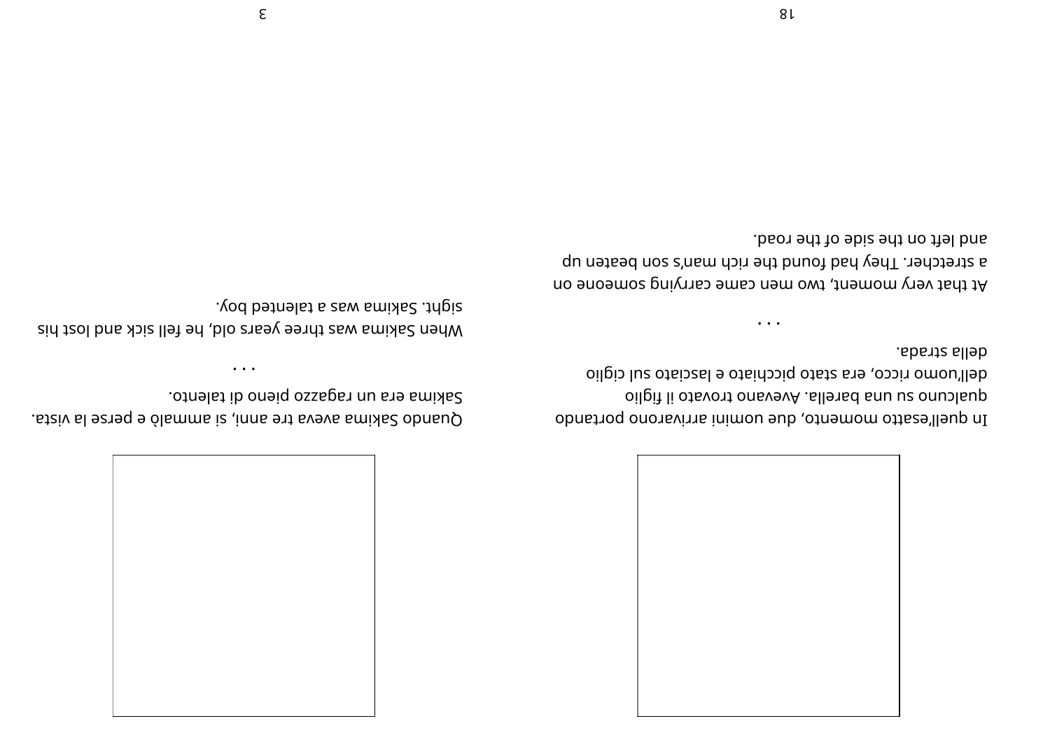In quell'esatto momento, due uomini arrivarono portando qualcuno su una barella. Avevano trovato il figlio dell'uomo ricco, era stato picchiato e lasciato sul ciglio della strada.

. . .

At that very moment, two men came carrying someone on a stretcher. They had found the rich man's son beaten up and left on the side of the road.

Quando Sakima aveva tre anni, si ammalò e perse la vista. Sakima era un ragazzo pieno di talento.

. . .

When Sakima was three years old, he fell sick and lost his sight. Sakima was a talented boy.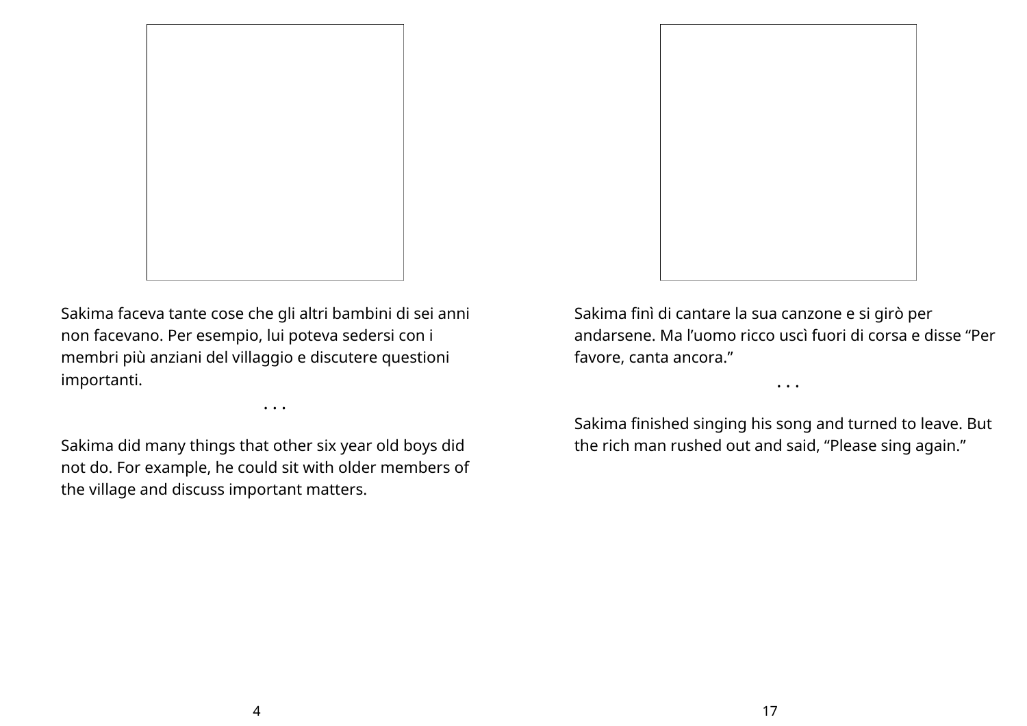Sakima faceva tante cose che gli altri bambini di sei anni non facevano. Per esempio, lui poteva sedersi con i membri più anziani del villaggio e discutere questioni importanti.

. . .

Sakima did many things that other six year old boys did not do. For example, he could sit with older members of the village and discuss important matters.

Sakima finì di cantare la sua canzone e si girò per andarsene. Ma l’uomo ricco uscì fuori di corsa e disse “Per favore, canta ancora.”

. . .

Sakima finished singing his song and turned to leave. But the rich man rushed out and said, “Please sing again.”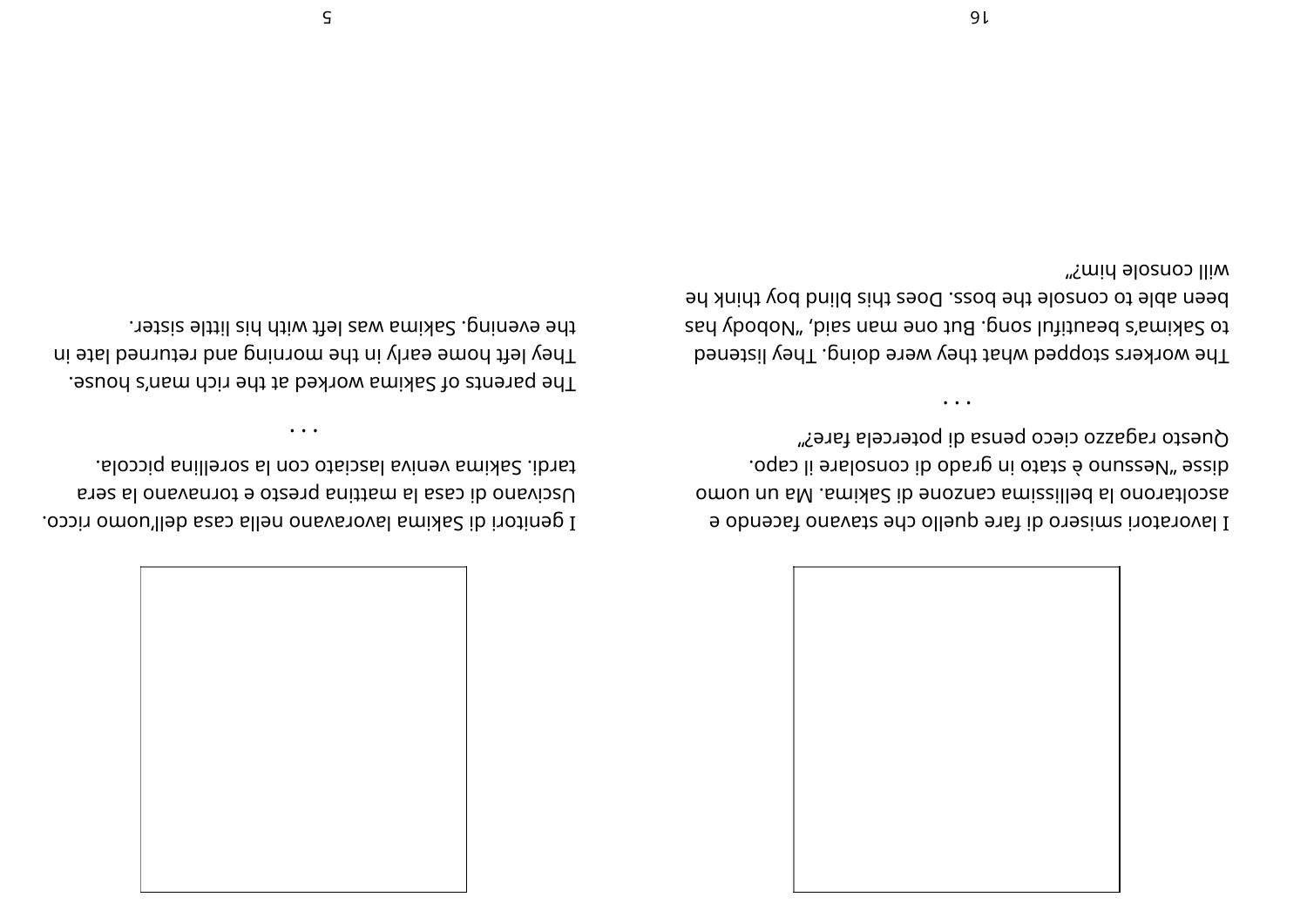I lavoratori smisero di fare quello che stavano facendo e ascoltarono la bellissima canzone di Sakima. Ma un uomo disse „Nessuno è stato in grado di consolare il capo. Questo ragazzo cieco pensa di potercela fare?"

. . .

The workers stopped what they were doing. They listened to Sakima's beautiful song. But one man said, „Nobody has been able to console the boss. Does this blind boy think he will console him?"

I genitori di Sakima lavoravano nella casa dell'uomo ricco. Uscivano di casa la mattina presto e tornavano la sera tardi. Sakima veniva lasciato con la sorellina piccola.

. . .

The parents of Sakima worked at the rich man's house. They left home early in the morning and returned late in the evening. Sakima was left with his little sister.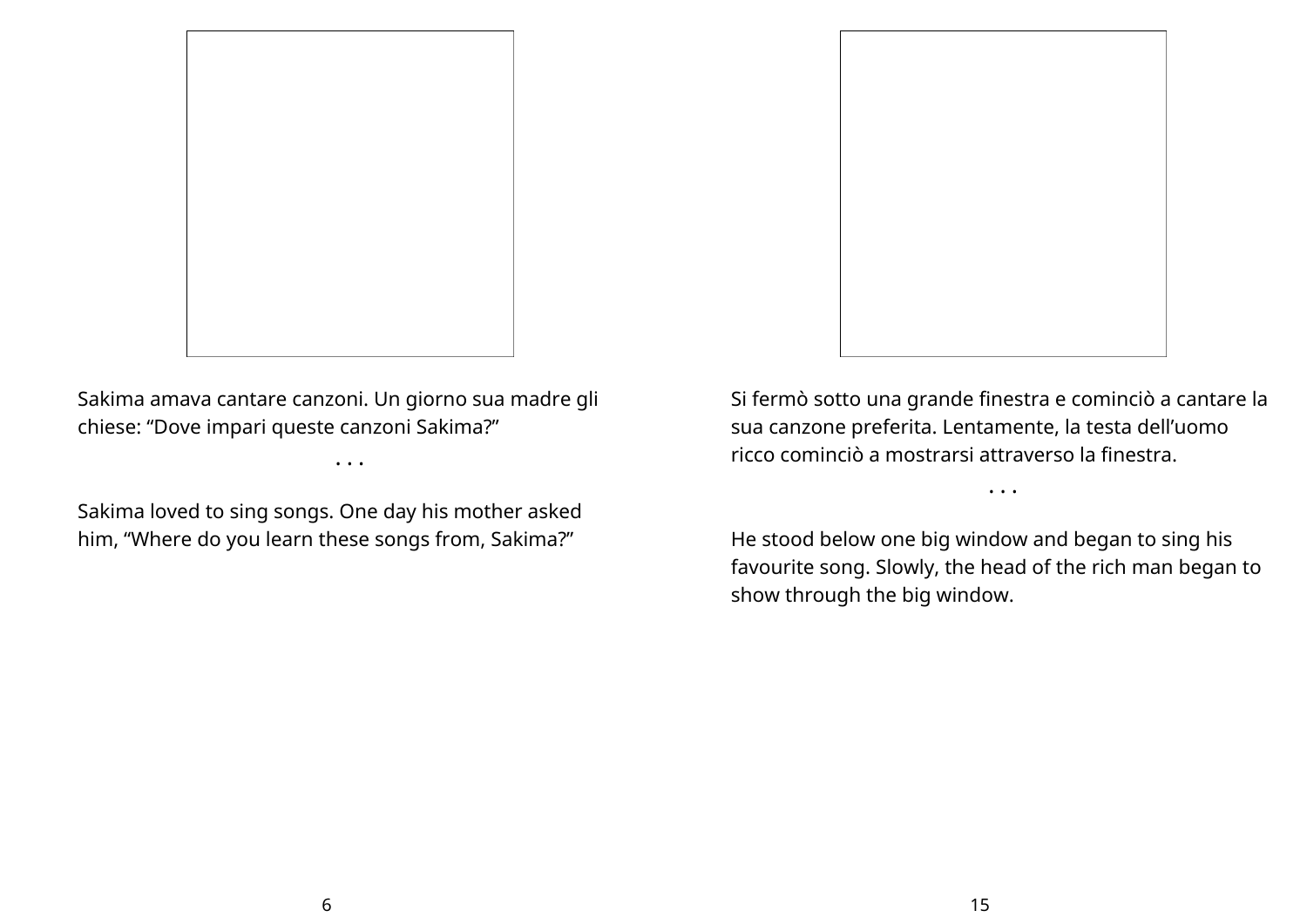Sakima amava cantare canzoni. Un giorno sua madre gli chiese: “Dove impari queste canzoni Sakima?”

. . .

Sakima loved to sing songs. One day his mother asked him, “Where do you learn these songs from, Sakima?”

Si fermò sotto una grande finestra e cominciò a cantare la sua canzone preferita. Lentamente, la testa dell’uomo ricco cominciò a mostrarsi attraverso la finestra.

. . .

He stood below one big window and began to sing his favourite song. Slowly, the head of the rich man began to show through the big window.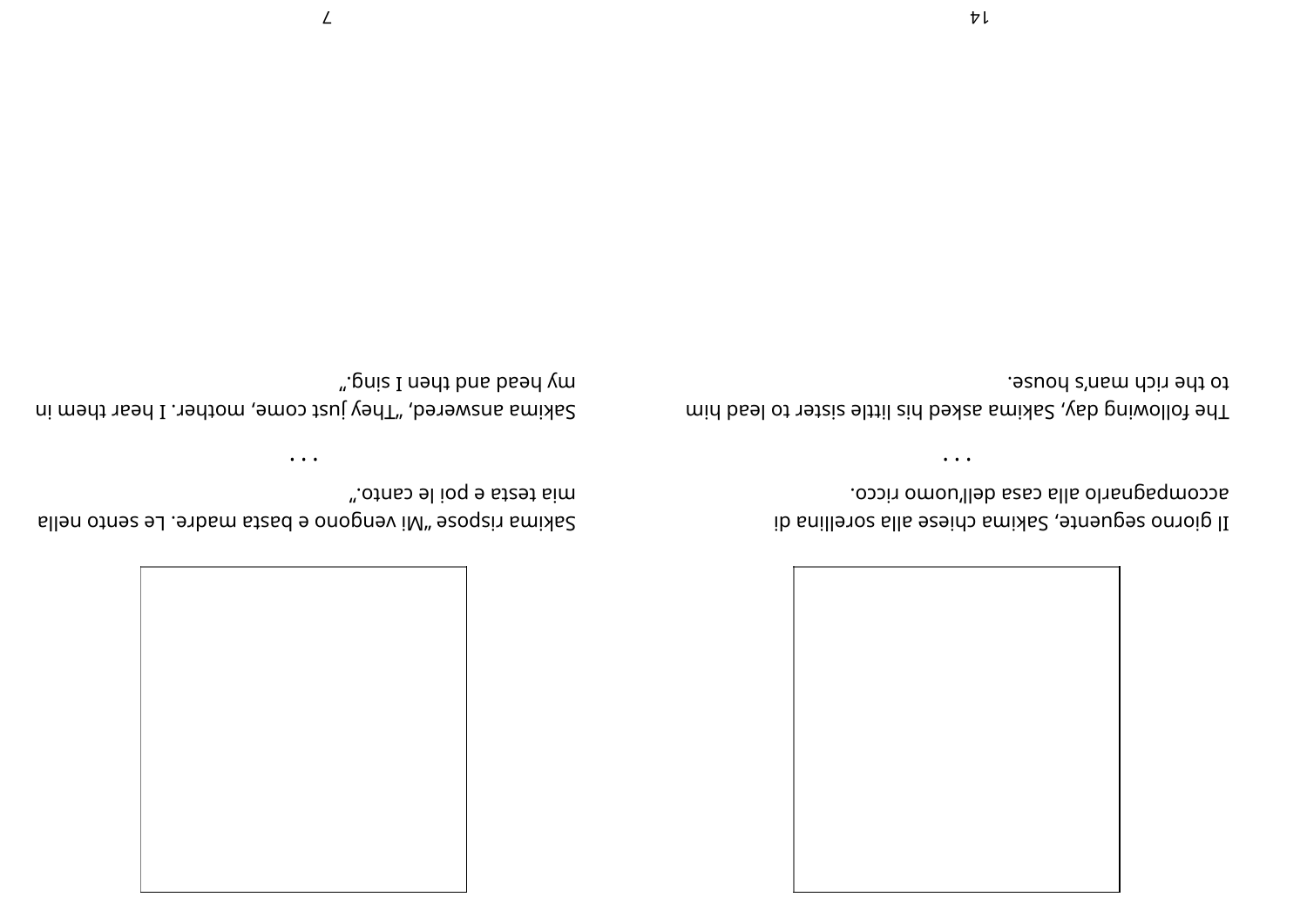Il giorno seguente, Sakima chiese alla sorellina di accompagnarlo alla casa dell'uomo ricco.

. . .

The following day, Sakima asked his little sister to lead him to the rich man's house.

Sakima rispose "Mi vengono e basta madre. Le sento nella mia testa e poi le canto."

. . .

Sakima answered, "They just come, mother. I hear them in my head and then I sing."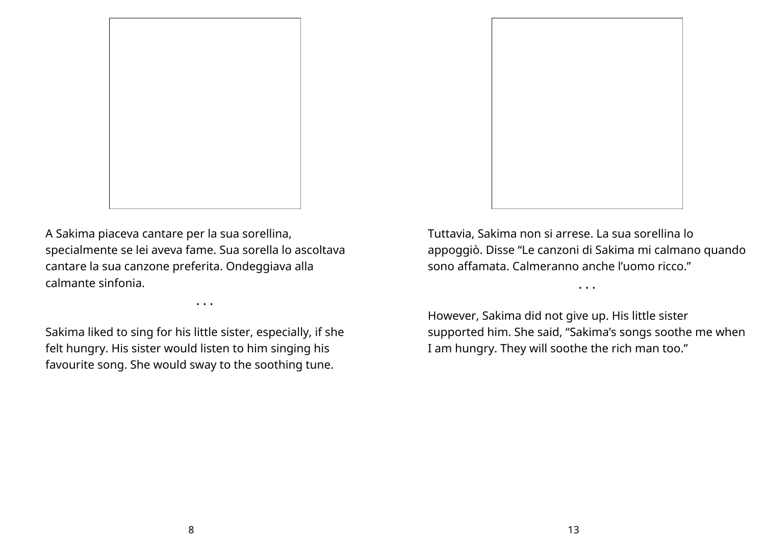A Sakima piaceva cantare per la sua sorellina, specialmente se lei aveva fame. Sua sorella lo ascoltava cantare la sua canzone preferita. Ondeggiava alla calmante sinfonia.

. . .

Sakima liked to sing for his little sister, especially, if she felt hungry. His sister would listen to him singing his favourite song. She would sway to the soothing tune.

Tuttavia, Sakima non si arrese. La sua sorellina lo appoggiò. Disse "Le canzoni di Sakima mi calmano quando sono affamata. Calmeranno anche l'uomo ricco."

. . .

However, Sakima did not give up. His little sister supported him. She said, "Sakima's songs soothe me when I am hungry. They will soothe the rich man too."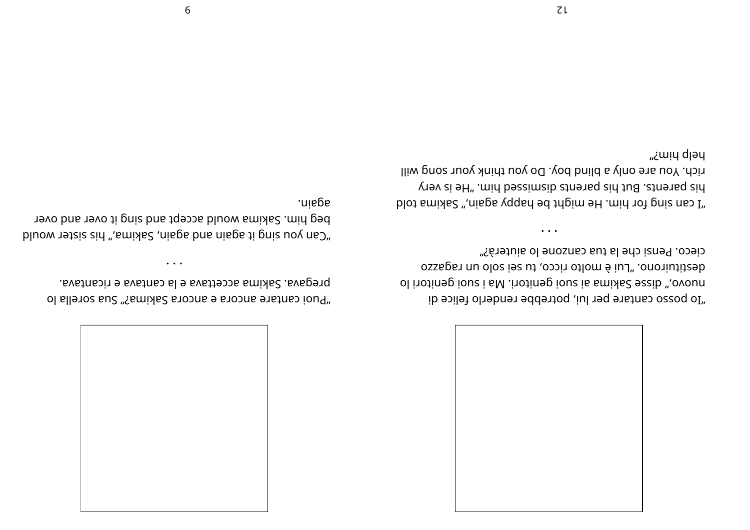„Puoi cantare ancora e ancora Sakima?” Sua sorella lo pregava. Sakima accettava e la cantava e ricantava.

. . .

„Can you sing it again and again, Sakima,” his sister would beg him. Sakima would accept and sing it over and over again.

„Io posso cantare per lui, potrebbe renderlo felice di nuovo,” disse Sakima ai suoi genitori. Ma i suoi genitori lo destituirono. „Lui è molto ricco, tu sei solo un ragazzo cieco. Pensi che la tua canzone lo aiuterà?”

. . .

„I can sing for him. He might be happy again,” Sakima told his parents. But his parents dismissed him. „He is very rich. You are only a blind boy. Do you think your song will help him?”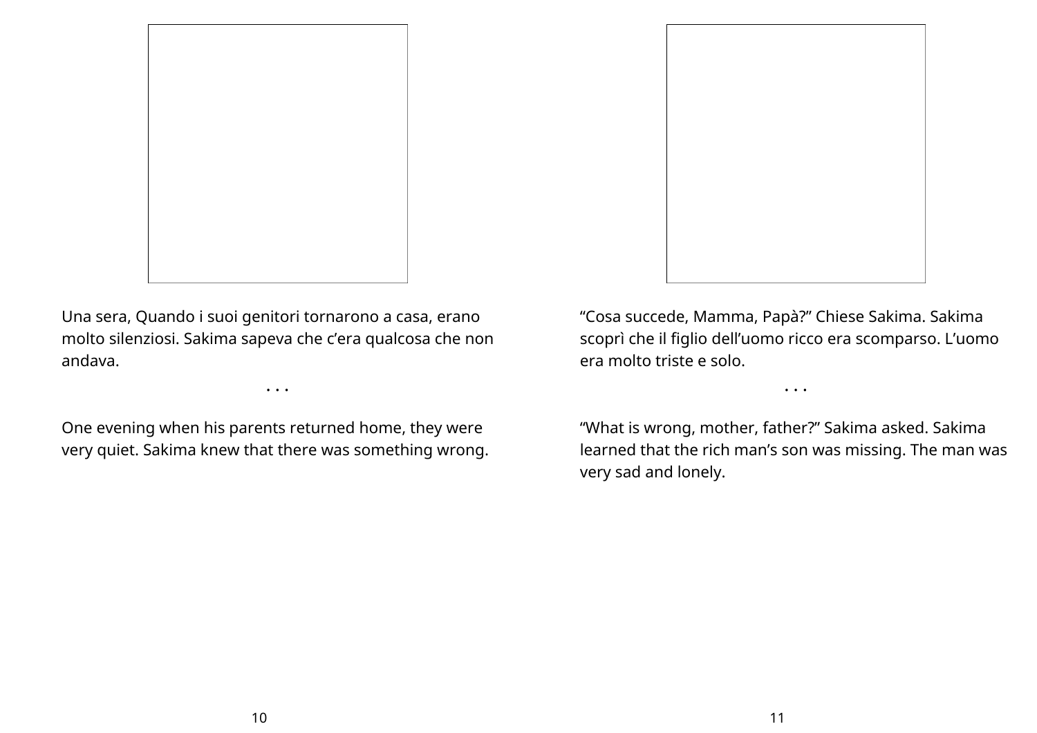Una sera, Quando i suoi genitori tornarono a casa, erano molto silenziosi. Sakima sapeva che c'era qualcosa che non andava.

. . .

One evening when his parents returned home, they were very quiet. Sakima knew that there was something wrong.

"Cosa succede, Mamma, Papà?" Chiese Sakima. Sakima scoprì che il figlio dell'uomo ricco era scomparso. L'uomo era molto triste e solo.

. . .

"What is wrong, mother, father?" Sakima asked. Sakima learned that the rich man's son was missing. The man was very sad and lonely.